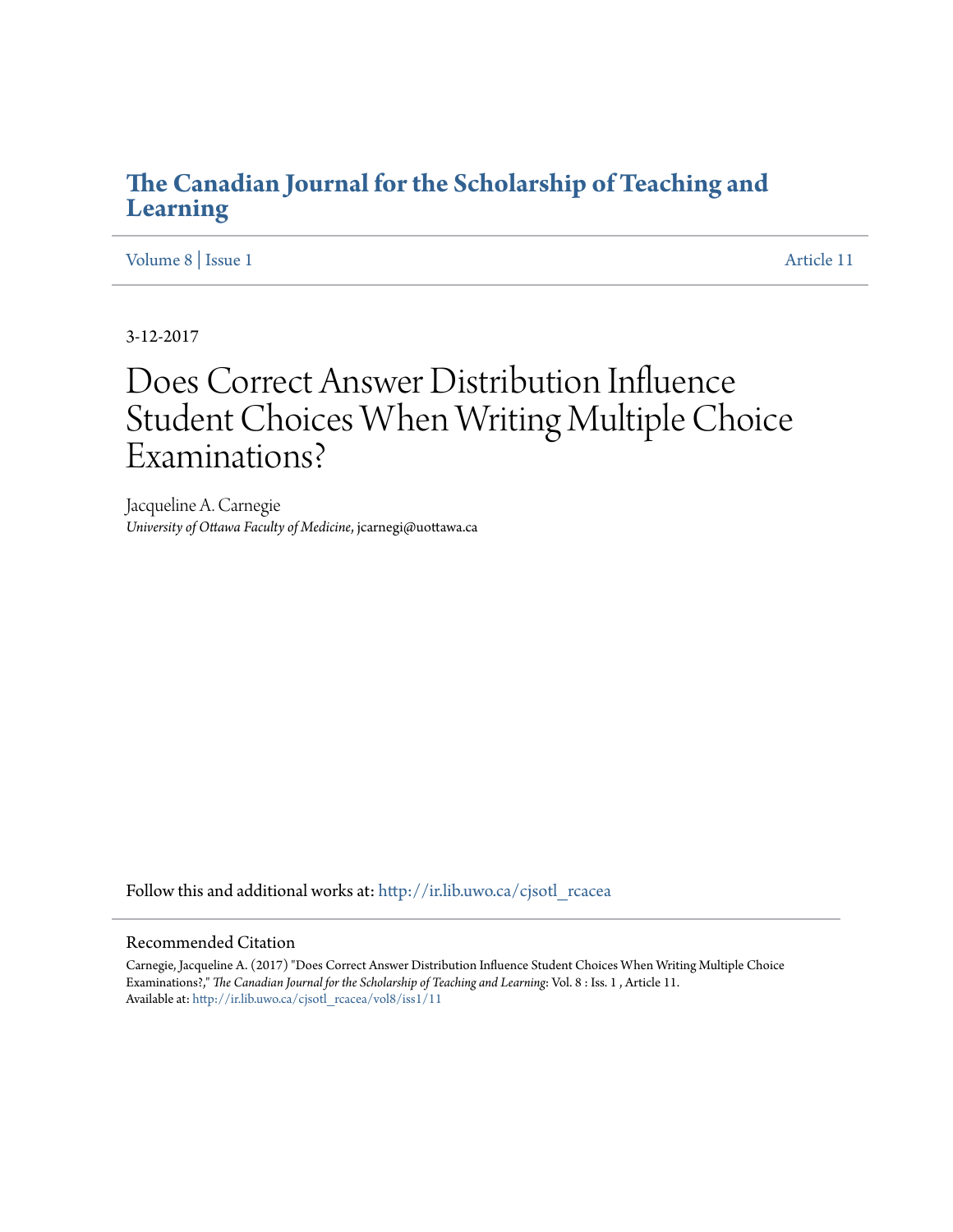# The Canadian Journal for the Scholarship of Teaching and Learning

Volume 8 | Issue 1 Article 11

3-12-2017

# Does Correct Answer Distribution Influence Student Choices When Writing Multiple Choice Examinations?

Jacqueline A. Carnegie
*University of Ottawa Faculty of Medicine*, jcarnegi@uottawa.ca

Follow this and additional works at: http://ir.lib.uwo.ca/cjsotl_rcacea

## Recommended Citation

Carnegie, Jacqueline A. (2017) "Does Correct Answer Distribution Influence Student Choices When Writing Multiple Choice Examinations?," *The Canadian Journal for the Scholarship of Teaching and Learning*: Vol. 8 : Iss. 1 , Article 11.
Available at: http://ir.lib.uwo.ca/cjsotl_rcacea/vol8/iss1/11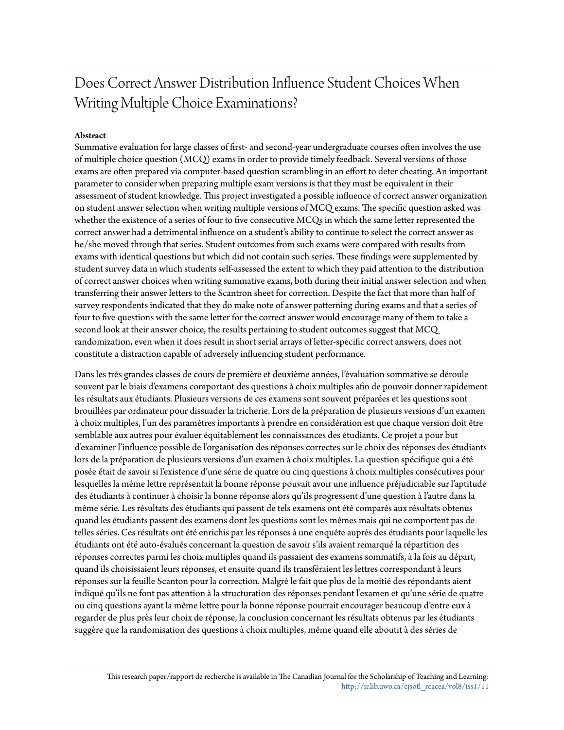# Does Correct Answer Distribution Influence Student Choices When Writing Multiple Choice Examinations?

**Abstract**

Summative evaluation for large classes of first- and second-year undergraduate courses often involves the use of multiple choice question (MCQ) exams in order to provide timely feedback. Several versions of those exams are often prepared via computer-based question scrambling in an effort to deter cheating. An important parameter to consider when preparing multiple exam versions is that they must be equivalent in their assessment of student knowledge. This project investigated a possible influence of correct answer organization on student answer selection when writing multiple versions of MCQ exams. The specific question asked was whether the existence of a series of four to five consecutive MCQs in which the same letter represented the correct answer had a detrimental influence on a student's ability to continue to select the correct answer as he/she moved through that series. Student outcomes from such exams were compared with results from exams with identical questions but which did not contain such series. These findings were supplemented by student survey data in which students self-assessed the extent to which they paid attention to the distribution of correct answer choices when writing summative exams, both during their initial answer selection and when transferring their answer letters to the Scantron sheet for correction. Despite the fact that more than half of survey respondents indicated that they do make note of answer patterning during exams and that a series of four to five questions with the same letter for the correct answer would encourage many of them to take a second look at their answer choice, the results pertaining to student outcomes suggest that MCQ randomization, even when it does result in short serial arrays of letter-specific correct answers, does not constitute a distraction capable of adversely influencing student performance.

Dans les très grandes classes de cours de première et deuxième années, l'évaluation sommative se déroule souvent par le biais d'examens comportant des questions à choix multiples afin de pouvoir donner rapidement les résultats aux étudiants. Plusieurs versions de ces examens sont souvent préparées et les questions sont brouillées par ordinateur pour dissuader la tricherie. Lors de la préparation de plusieurs versions d'un examen à choix multiples, l'un des paramètres importants à prendre en considération est que chaque version doit être semblable aux autres pour évaluer équitablement les connaissances des étudiants. Ce projet a pour but d'examiner l'influence possible de l'organisation des réponses correctes sur le choix des réponses des étudiants lors de la préparation de plusieurs versions d'un examen à choix multiples. La question spécifique qui a été posée était de savoir si l'existence d'une série de quatre ou cinq questions à choix multiples consécutives pour lesquelles la même lettre représentait la bonne réponse pouvait avoir une influence préjudiciable sur l'aptitude des étudiants à continuer à choisir la bonne réponse alors qu'ils progressent d'une question à l'autre dans la même série. Les résultats des étudiants qui passent de tels examens ont été comparés aux résultats obtenus quand les étudiants passent des examens dont les questions sont les mêmes mais qui ne comportent pas de telles séries. Ces résultats ont été enrichis par les réponses à une enquête auprès des étudiants pour laquelle les étudiants ont été auto-évalués concernant la question de savoir s'ils avaient remarqué la répartition des réponses correctes parmi les choix multiples quand ils passaient des examens sommatifs, à la fois au départ, quand ils choisissaient leurs réponses, et ensuite quand ils transféraient les lettres correspondant à leurs réponses sur la feuille Scanton pour la correction. Malgré le fait que plus de la moitié des répondants aient indiqué qu'ils ne font pas attention à la structuration des réponses pendant l'examen et qu'une série de quatre ou cinq questions ayant la même lettre pour la bonne réponse pourrait encourager beaucoup d'entre eux à regarder de plus près leur choix de réponse, la conclusion concernant les résultats obtenus par les étudiants suggère que la randomisation des questions à choix multiples, même quand elle aboutit à des séries de

This research paper/rapport de recherche is available in The Canadian Journal for the Scholarship of Teaching and Learning: http://ir.lib.uwo.ca/cjsotl_rcacea/vol8/iss1/11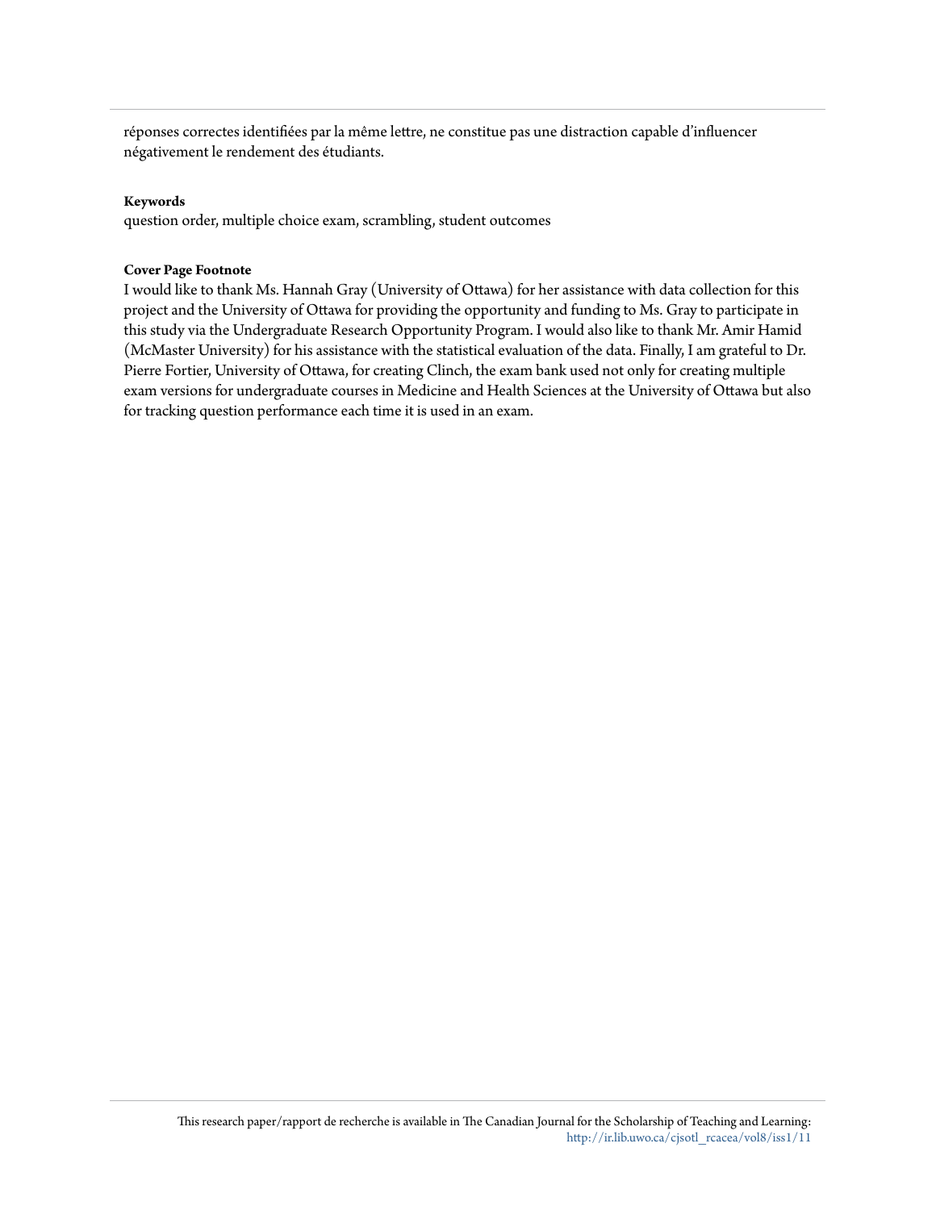réponses correctes identifiées par la même lettre, ne constitue pas une distraction capable d'influencer négativement le rendement des étudiants.

**Keywords**

question order, multiple choice exam, scrambling, student outcomes

**Cover Page Footnote**

I would like to thank Ms. Hannah Gray (University of Ottawa) for her assistance with data collection for this project and the University of Ottawa for providing the opportunity and funding to Ms. Gray to participate in this study via the Undergraduate Research Opportunity Program. I would also like to thank Mr. Amir Hamid (McMaster University) for his assistance with the statistical evaluation of the data. Finally, I am grateful to Dr. Pierre Fortier, University of Ottawa, for creating Clinch, the exam bank used not only for creating multiple exam versions for undergraduate courses in Medicine and Health Sciences at the University of Ottawa but also for tracking question performance each time it is used in an exam.

This research paper/rapport de recherche is available in The Canadian Journal for the Scholarship of Teaching and Learning: http://ir.lib.uwo.ca/cjsotl_rcacea/vol8/iss1/11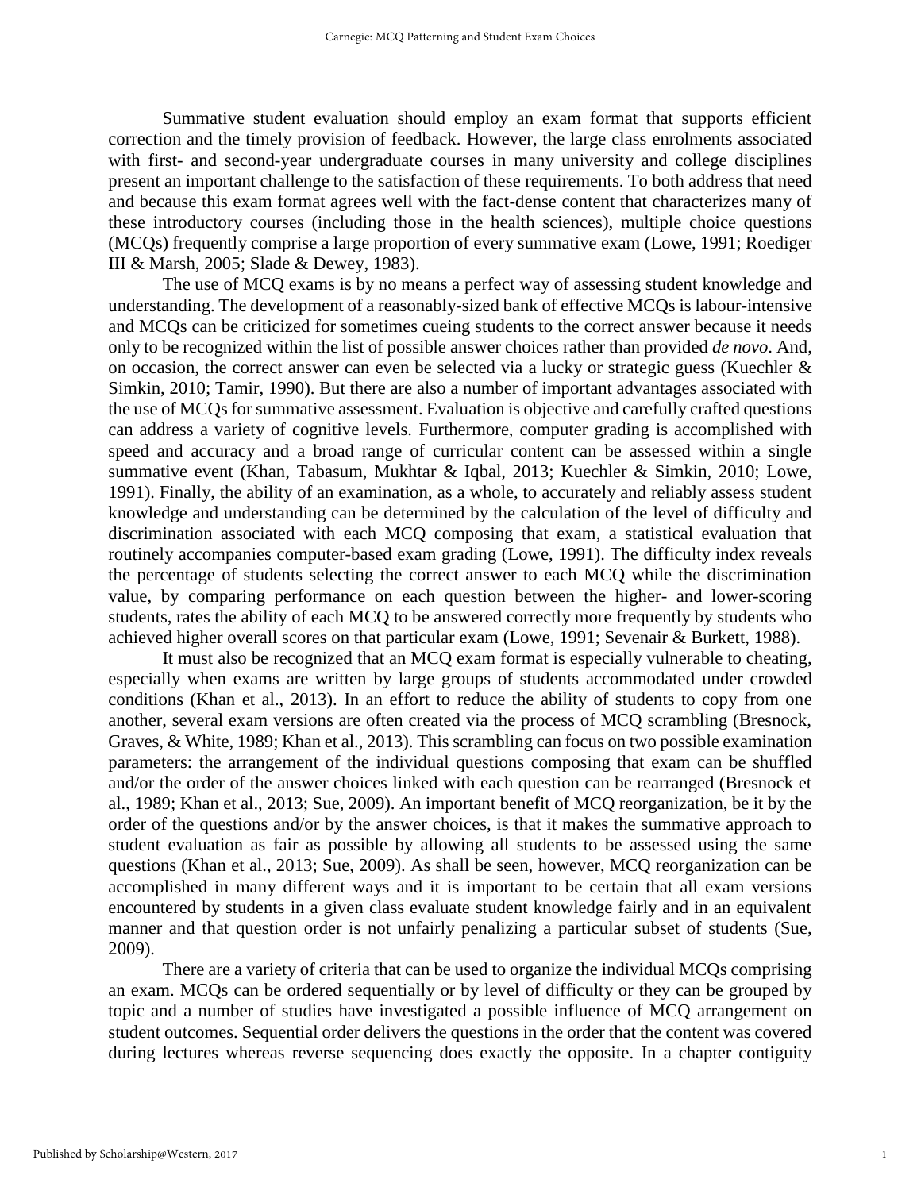Summative student evaluation should employ an exam format that supports efficient correction and the timely provision of feedback. However, the large class enrolments associated with first- and second-year undergraduate courses in many university and college disciplines present an important challenge to the satisfaction of these requirements. To both address that need and because this exam format agrees well with the fact-dense content that characterizes many of these introductory courses (including those in the health sciences), multiple choice questions (MCQs) frequently comprise a large proportion of every summative exam (Lowe, 1991; Roediger III & Marsh, 2005; Slade & Dewey, 1983).

The use of MCQ exams is by no means a perfect way of assessing student knowledge and understanding. The development of a reasonably-sized bank of effective MCQs is labour-intensive and MCQs can be criticized for sometimes cueing students to the correct answer because it needs only to be recognized within the list of possible answer choices rather than provided *de novo*. And, on occasion, the correct answer can even be selected via a lucky or strategic guess (Kuechler & Simkin, 2010; Tamir, 1990). But there are also a number of important advantages associated with the use of MCQs for summative assessment. Evaluation is objective and carefully crafted questions can address a variety of cognitive levels. Furthermore, computer grading is accomplished with speed and accuracy and a broad range of curricular content can be assessed within a single summative event (Khan, Tabasum, Mukhtar & Iqbal, 2013; Kuechler & Simkin, 2010; Lowe, 1991). Finally, the ability of an examination, as a whole, to accurately and reliably assess student knowledge and understanding can be determined by the calculation of the level of difficulty and discrimination associated with each MCQ composing that exam, a statistical evaluation that routinely accompanies computer-based exam grading (Lowe, 1991). The difficulty index reveals the percentage of students selecting the correct answer to each MCQ while the discrimination value, by comparing performance on each question between the higher- and lower-scoring students, rates the ability of each MCQ to be answered correctly more frequently by students who achieved higher overall scores on that particular exam (Lowe, 1991; Sevenair & Burkett, 1988).

It must also be recognized that an MCQ exam format is especially vulnerable to cheating, especially when exams are written by large groups of students accommodated under crowded conditions (Khan et al., 2013). In an effort to reduce the ability of students to copy from one another, several exam versions are often created via the process of MCQ scrambling (Bresnock, Graves, & White, 1989; Khan et al., 2013). This scrambling can focus on two possible examination parameters: the arrangement of the individual questions composing that exam can be shuffled and/or the order of the answer choices linked with each question can be rearranged (Bresnock et al., 1989; Khan et al., 2013; Sue, 2009). An important benefit of MCQ reorganization, be it by the order of the questions and/or by the answer choices, is that it makes the summative approach to student evaluation as fair as possible by allowing all students to be assessed using the same questions (Khan et al., 2013; Sue, 2009). As shall be seen, however, MCQ reorganization can be accomplished in many different ways and it is important to be certain that all exam versions encountered by students in a given class evaluate student knowledge fairly and in an equivalent manner and that question order is not unfairly penalizing a particular subset of students (Sue, 2009).

There are a variety of criteria that can be used to organize the individual MCQs comprising an exam. MCQs can be ordered sequentially or by level of difficulty or they can be grouped by topic and a number of studies have investigated a possible influence of MCQ arrangement on student outcomes. Sequential order delivers the questions in the order that the content was covered during lectures whereas reverse sequencing does exactly the opposite. In a chapter contiguity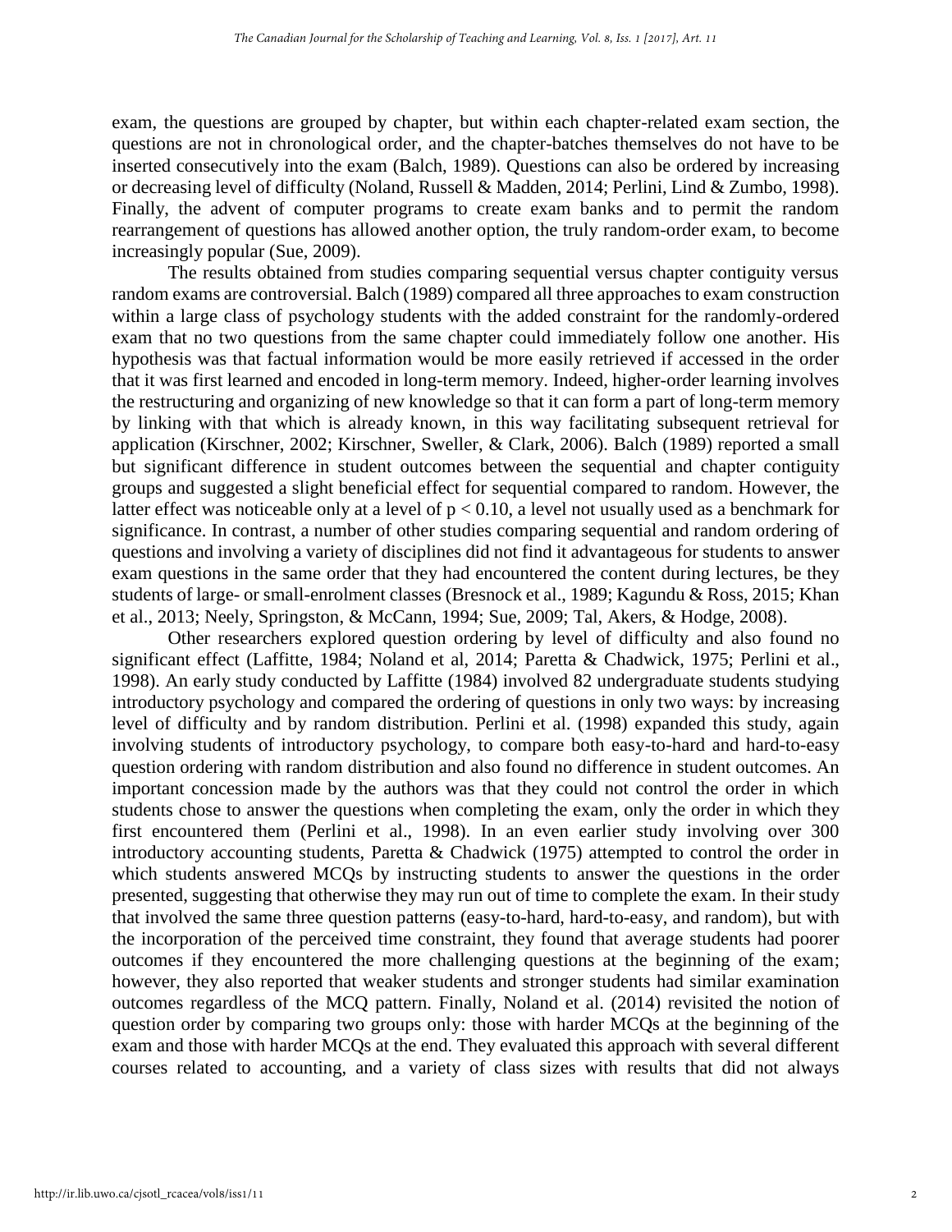exam, the questions are grouped by chapter, but within each chapter-related exam section, the questions are not in chronological order, and the chapter-batches themselves do not have to be inserted consecutively into the exam (Balch, 1989). Questions can also be ordered by increasing or decreasing level of difficulty (Noland, Russell & Madden, 2014; Perlini, Lind & Zumbo, 1998). Finally, the advent of computer programs to create exam banks and to permit the random rearrangement of questions has allowed another option, the truly random-order exam, to become increasingly popular (Sue, 2009).

The results obtained from studies comparing sequential versus chapter contiguity versus random exams are controversial. Balch (1989) compared all three approaches to exam construction within a large class of psychology students with the added constraint for the randomly-ordered exam that no two questions from the same chapter could immediately follow one another. His hypothesis was that factual information would be more easily retrieved if accessed in the order that it was first learned and encoded in long-term memory. Indeed, higher-order learning involves the restructuring and organizing of new knowledge so that it can form a part of long-term memory by linking with that which is already known, in this way facilitating subsequent retrieval for application (Kirschner, 2002; Kirschner, Sweller, & Clark, 2006). Balch (1989) reported a small but significant difference in student outcomes between the sequential and chapter contiguity groups and suggested a slight beneficial effect for sequential compared to random. However, the latter effect was noticeable only at a level of $p < 0.10$, a level not usually used as a benchmark for significance. In contrast, a number of other studies comparing sequential and random ordering of questions and involving a variety of disciplines did not find it advantageous for students to answer exam questions in the same order that they had encountered the content during lectures, be they students of large- or small-enrolment classes (Bresnock et al., 1989; Kagundu & Ross, 2015; Khan et al., 2013; Neely, Springston, & McCann, 1994; Sue, 2009; Tal, Akers, & Hodge, 2008).

Other researchers explored question ordering by level of difficulty and also found no significant effect (Laffitte, 1984; Noland et al, 2014; Paretta & Chadwick, 1975; Perlini et al., 1998). An early study conducted by Laffitte (1984) involved 82 undergraduate students studying introductory psychology and compared the ordering of questions in only two ways: by increasing level of difficulty and by random distribution. Perlini et al. (1998) expanded this study, again involving students of introductory psychology, to compare both easy-to-hard and hard-to-easy question ordering with random distribution and also found no difference in student outcomes. An important concession made by the authors was that they could not control the order in which students chose to answer the questions when completing the exam, only the order in which they first encountered them (Perlini et al., 1998). In an even earlier study involving over 300 introductory accounting students, Paretta & Chadwick (1975) attempted to control the order in which students answered MCQs by instructing students to answer the questions in the order presented, suggesting that otherwise they may run out of time to complete the exam. In their study that involved the same three question patterns (easy-to-hard, hard-to-easy, and random), but with the incorporation of the perceived time constraint, they found that average students had poorer outcomes if they encountered the more challenging questions at the beginning of the exam; however, they also reported that weaker students and stronger students had similar examination outcomes regardless of the MCQ pattern. Finally, Noland et al. (2014) revisited the notion of question order by comparing two groups only: those with harder MCQs at the beginning of the exam and those with harder MCQs at the end. They evaluated this approach with several different courses related to accounting, and a variety of class sizes with results that did not always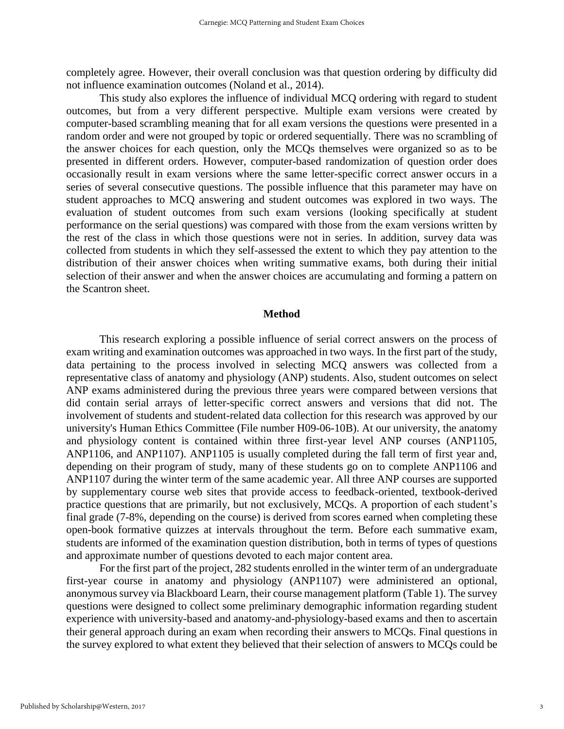completely agree. However, their overall conclusion was that question ordering by difficulty did not influence examination outcomes (Noland et al., 2014).

This study also explores the influence of individual MCQ ordering with regard to student outcomes, but from a very different perspective. Multiple exam versions were created by computer-based scrambling meaning that for all exam versions the questions were presented in a random order and were not grouped by topic or ordered sequentially. There was no scrambling of the answer choices for each question, only the MCQs themselves were organized so as to be presented in different orders. However, computer-based randomization of question order does occasionally result in exam versions where the same letter-specific correct answer occurs in a series of several consecutive questions. The possible influence that this parameter may have on student approaches to MCQ answering and student outcomes was explored in two ways. The evaluation of student outcomes from such exam versions (looking specifically at student performance on the serial questions) was compared with those from the exam versions written by the rest of the class in which those questions were not in series. In addition, survey data was collected from students in which they self-assessed the extent to which they pay attention to the distribution of their answer choices when writing summative exams, both during their initial selection of their answer and when the answer choices are accumulating and forming a pattern on the Scantron sheet.

## Method

This research exploring a possible influence of serial correct answers on the process of exam writing and examination outcomes was approached in two ways. In the first part of the study, data pertaining to the process involved in selecting MCQ answers was collected from a representative class of anatomy and physiology (ANP) students. Also, student outcomes on select ANP exams administered during the previous three years were compared between versions that did contain serial arrays of letter-specific correct answers and versions that did not. The involvement of students and student-related data collection for this research was approved by our university's Human Ethics Committee (File number H09-06-10B). At our university, the anatomy and physiology content is contained within three first-year level ANP courses (ANP1105, ANP1106, and ANP1107). ANP1105 is usually completed during the fall term of first year and, depending on their program of study, many of these students go on to complete ANP1106 and ANP1107 during the winter term of the same academic year. All three ANP courses are supported by supplementary course web sites that provide access to feedback-oriented, textbook-derived practice questions that are primarily, but not exclusively, MCQs. A proportion of each student's final grade (7-8%, depending on the course) is derived from scores earned when completing these open-book formative quizzes at intervals throughout the term. Before each summative exam, students are informed of the examination question distribution, both in terms of types of questions and approximate number of questions devoted to each major content area.

For the first part of the project, 282 students enrolled in the winter term of an undergraduate first-year course in anatomy and physiology (ANP1107) were administered an optional, anonymous survey via Blackboard Learn, their course management platform (Table 1). The survey questions were designed to collect some preliminary demographic information regarding student experience with university-based and anatomy-and-physiology-based exams and then to ascertain their general approach during an exam when recording their answers to MCQs. Final questions in the survey explored to what extent they believed that their selection of answers to MCQs could be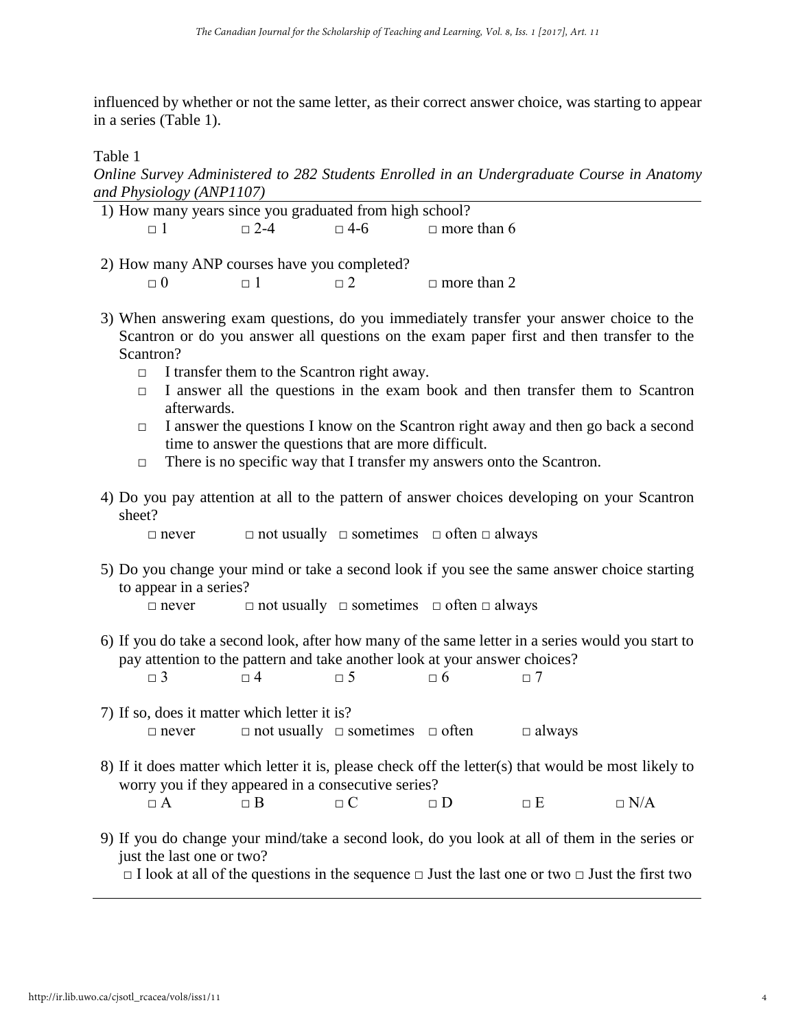influenced by whether or not the same letter, as their correct answer choice, was starting to appear in a series (Table 1).

Table 1

*Online Survey Administered to 282 Students Enrolled in an Undergraduate Course in Anatomy and Physiology (ANP1107)*

1) How many years since you graduated from high school?

   □ 1 □ 2-4 □ 4-6 □ more than 6

2) How many ANP courses have you completed?

   □ 0 □ 1 □ 2 □ more than 2

3) When answering exam questions, do you immediately transfer your answer choice to the Scantron or do you answer all questions on the exam paper first and then transfer to the Scantron?

   □ I transfer them to the Scantron right away.

   □ I answer all the questions in the exam book and then transfer them to Scantron afterwards.

   □ I answer the questions I know on the Scantron right away and then go back a second time to answer the questions that are more difficult.

   □ There is no specific way that I transfer my answers onto the Scantron.

4) Do you pay attention at all to the pattern of answer choices developing on your Scantron sheet?

   □ never □ not usually □ sometimes □ often □ always

5) Do you change your mind or take a second look if you see the same answer choice starting to appear in a series?

   □ never □ not usually □ sometimes □ often □ always

6) If you do take a second look, after how many of the same letter in a series would you start to pay attention to the pattern and take another look at your answer choices?

   □ 3 □ 4 □ 5 □ 6 □ 7

7) If so, does it matter which letter it is?

   □ never □ not usually □ sometimes □ often □ always

8) If it does matter which letter it is, please check off the letter(s) that would be most likely to worry you if they appeared in a consecutive series?

   □ A □ B □ C □ D □ E □ N/A

9) If you do change your mind/take a second look, do you look at all of them in the series or just the last one or two?

   □ I look at all of the questions in the sequence □ Just the last one or two □ Just the first two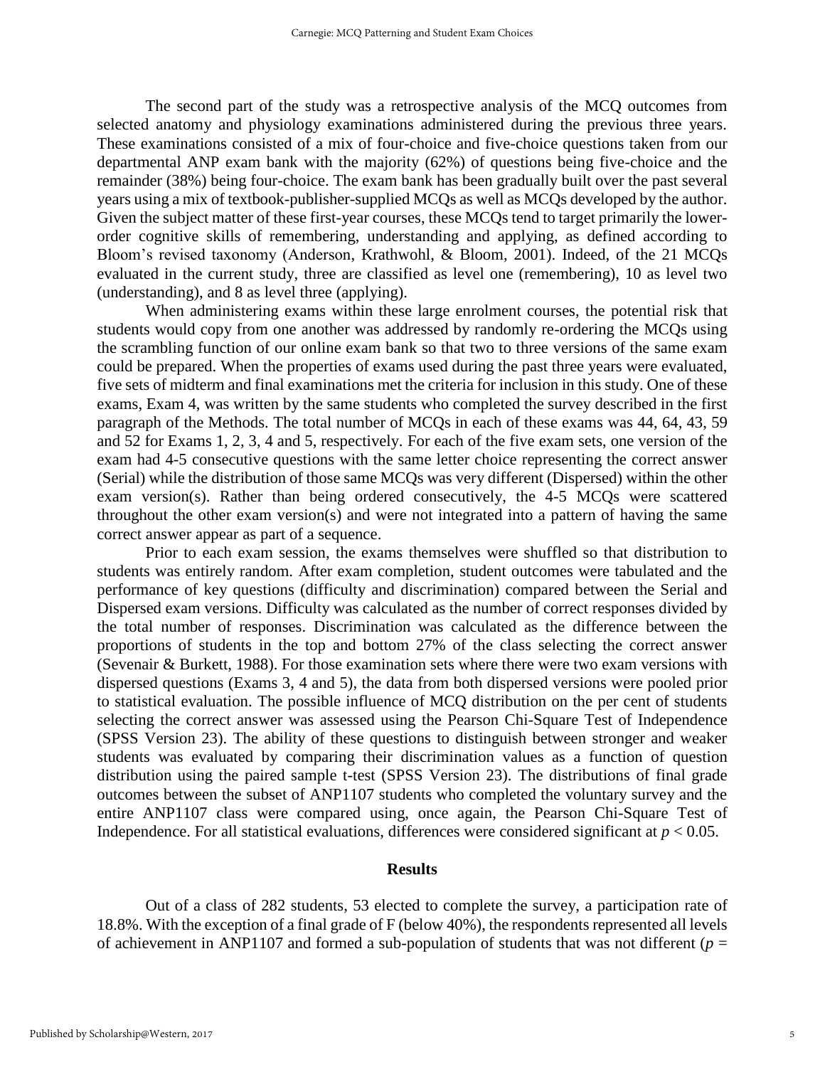The second part of the study was a retrospective analysis of the MCQ outcomes from selected anatomy and physiology examinations administered during the previous three years. These examinations consisted of a mix of four-choice and five-choice questions taken from our departmental ANP exam bank with the majority (62%) of questions being five-choice and the remainder (38%) being four-choice. The exam bank has been gradually built over the past several years using a mix of textbook-publisher-supplied MCQs as well as MCQs developed by the author. Given the subject matter of these first-year courses, these MCQs tend to target primarily the lower-order cognitive skills of remembering, understanding and applying, as defined according to Bloom's revised taxonomy (Anderson, Krathwohl, & Bloom, 2001). Indeed, of the 21 MCQs evaluated in the current study, three are classified as level one (remembering), 10 as level two (understanding), and 8 as level three (applying).

When administering exams within these large enrolment courses, the potential risk that students would copy from one another was addressed by randomly re-ordering the MCQs using the scrambling function of our online exam bank so that two to three versions of the same exam could be prepared. When the properties of exams used during the past three years were evaluated, five sets of midterm and final examinations met the criteria for inclusion in this study. One of these exams, Exam 4, was written by the same students who completed the survey described in the first paragraph of the Methods. The total number of MCQs in each of these exams was 44, 64, 43, 59 and 52 for Exams 1, 2, 3, 4 and 5, respectively. For each of the five exam sets, one version of the exam had 4-5 consecutive questions with the same letter choice representing the correct answer (Serial) while the distribution of those same MCQs was very different (Dispersed) within the other exam version(s). Rather than being ordered consecutively, the 4-5 MCQs were scattered throughout the other exam version(s) and were not integrated into a pattern of having the same correct answer appear as part of a sequence.

Prior to each exam session, the exams themselves were shuffled so that distribution to students was entirely random. After exam completion, student outcomes were tabulated and the performance of key questions (difficulty and discrimination) compared between the Serial and Dispersed exam versions. Difficulty was calculated as the number of correct responses divided by the total number of responses. Discrimination was calculated as the difference between the proportions of students in the top and bottom 27% of the class selecting the correct answer (Sevenair & Burkett, 1988). For those examination sets where there were two exam versions with dispersed questions (Exams 3, 4 and 5), the data from both dispersed versions were pooled prior to statistical evaluation. The possible influence of MCQ distribution on the per cent of students selecting the correct answer was assessed using the Pearson Chi-Square Test of Independence (SPSS Version 23). The ability of these questions to distinguish between stronger and weaker students was evaluated by comparing their discrimination values as a function of question distribution using the paired sample t-test (SPSS Version 23). The distributions of final grade outcomes between the subset of ANP1107 students who completed the voluntary survey and the entire ANP1107 class were compared using, once again, the Pearson Chi-Square Test of Independence. For all statistical evaluations, differences were considered significant at $p < 0.05$.

## Results

Out of a class of 282 students, 53 elected to complete the survey, a participation rate of 18.8%. With the exception of a final grade of F (below 40%), the respondents represented all levels of achievement in ANP1107 and formed a sub-population of students that was not different ($p =$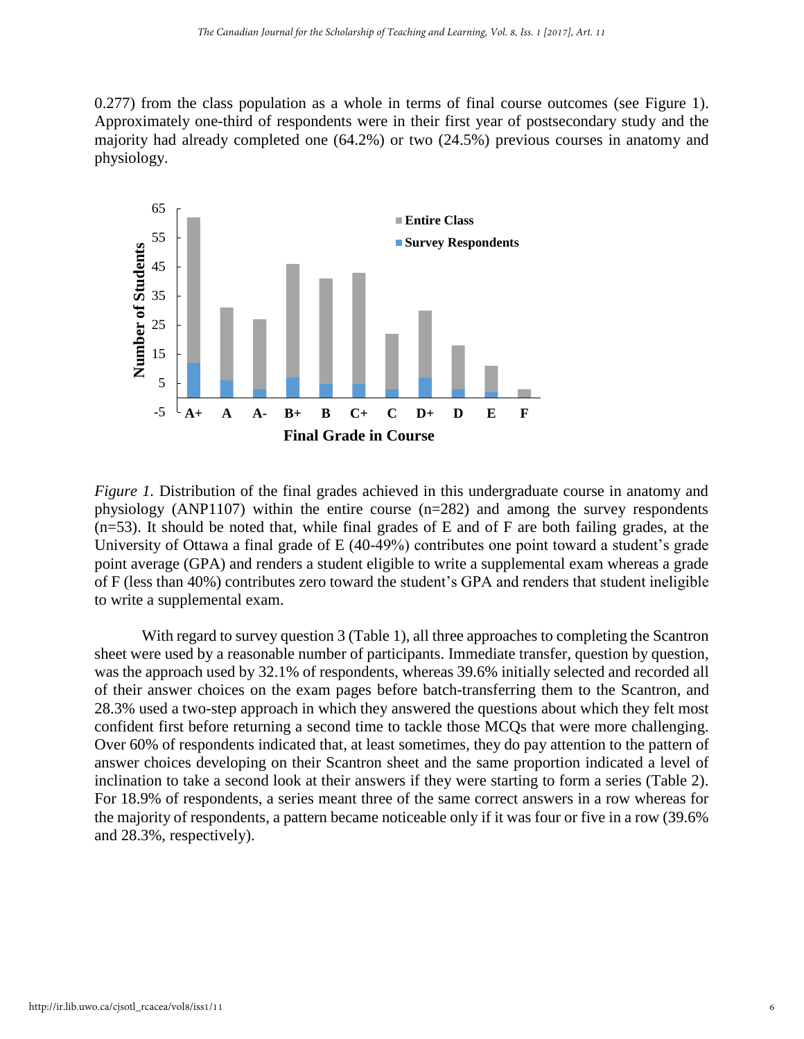0.277) from the class population as a whole in terms of final course outcomes (see Figure 1). Approximately one-third of respondents were in their first year of postsecondary study and the majority had already completed one (64.2%) or two (24.5%) previous courses in anatomy and physiology.

*Figure 1.* Distribution of the final grades achieved in this undergraduate course in anatomy and physiology (ANP1107) within the entire course (n=282) and among the survey respondents (n=53). It should be noted that, while final grades of E and of F are both failing grades, at the University of Ottawa a final grade of E (40-49%) contributes one point toward a student's grade point average (GPA) and renders a student eligible to write a supplemental exam whereas a grade of F (less than 40%) contributes zero toward the student's GPA and renders that student ineligible to write a supplemental exam.

With regard to survey question 3 (Table 1), all three approaches to completing the Scantron sheet were used by a reasonable number of participants. Immediate transfer, question by question, was the approach used by 32.1% of respondents, whereas 39.6% initially selected and recorded all of their answer choices on the exam pages before batch-transferring them to the Scantron, and 28.3% used a two-step approach in which they answered the questions about which they felt most confident first before returning a second time to tackle those MCQs that were more challenging. Over 60% of respondents indicated that, at least sometimes, they do pay attention to the pattern of answer choices developing on their Scantron sheet and the same proportion indicated a level of inclination to take a second look at their answers if they were starting to form a series (Table 2). For 18.9% of respondents, a series meant three of the same correct answers in a row whereas for the majority of respondents, a pattern became noticeable only if it was four or five in a row (39.6% and 28.3%, respectively).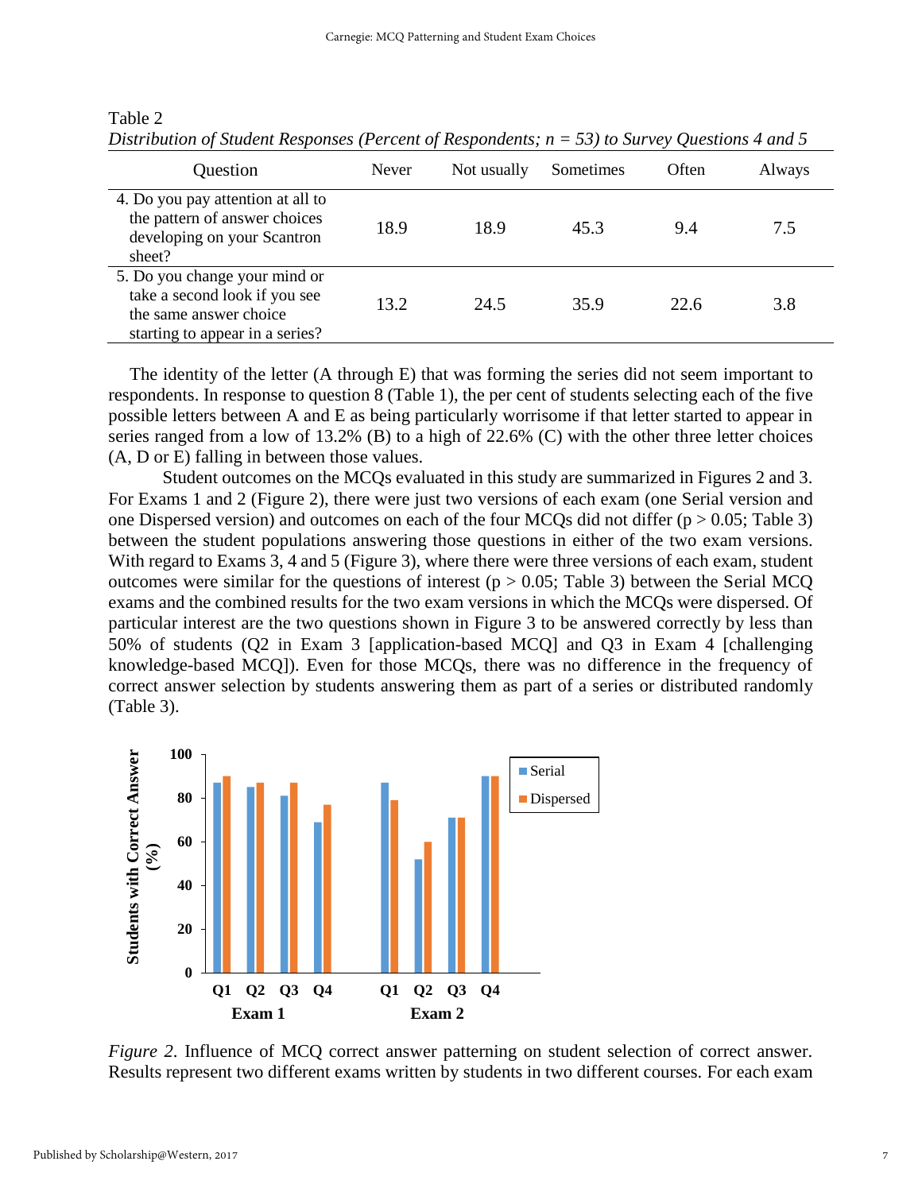Table 2
*Distribution of Student Responses (Percent of Respondents; n = 53) to Survey Questions 4 and 5*

| Question | Never | Not usually | Sometimes | Often | Always |
|---|---|---|---|---|---|
| 4. Do you pay attention at all to the pattern of answer choices developing on your Scantron sheet? | 18.9 | 18.9 | 45.3 | 9.4 | 7.5 |
| 5. Do you change your mind or take a second look if you see the same answer choice starting to appear in a series? | 13.2 | 24.5 | 35.9 | 22.6 | 3.8 |

The identity of the letter (A through E) that was forming the series did not seem important to respondents. In response to question 8 (Table 1), the per cent of students selecting each of the five possible letters between A and E as being particularly worrisome if that letter started to appear in series ranged from a low of 13.2% (B) to a high of 22.6% (C) with the other three letter choices (A, D or E) falling in between those values.

Student outcomes on the MCQs evaluated in this study are summarized in Figures 2 and 3. For Exams 1 and 2 (Figure 2), there were just two versions of each exam (one Serial version and one Dispersed version) and outcomes on each of the four MCQs did not differ ($p > 0.05$; Table 3) between the student populations answering those questions in either of the two exam versions. With regard to Exams 3, 4 and 5 (Figure 3), where there were three versions of each exam, student outcomes were similar for the questions of interest ($p > 0.05$; Table 3) between the Serial MCQ exams and the combined results for the two exam versions in which the MCQs were dispersed. Of particular interest are the two questions shown in Figure 3 to be answered correctly by less than 50% of students (Q2 in Exam 3 [application-based MCQ] and Q3 in Exam 4 [challenging knowledge-based MCQ]). Even for those MCQs, there was no difference in the frequency of correct answer selection by students answering them as part of a series or distributed randomly (Table 3).

*Figure 2.* Influence of MCQ correct answer patterning on student selection of correct answer. Results represent two different exams written by students in two different courses. For each exam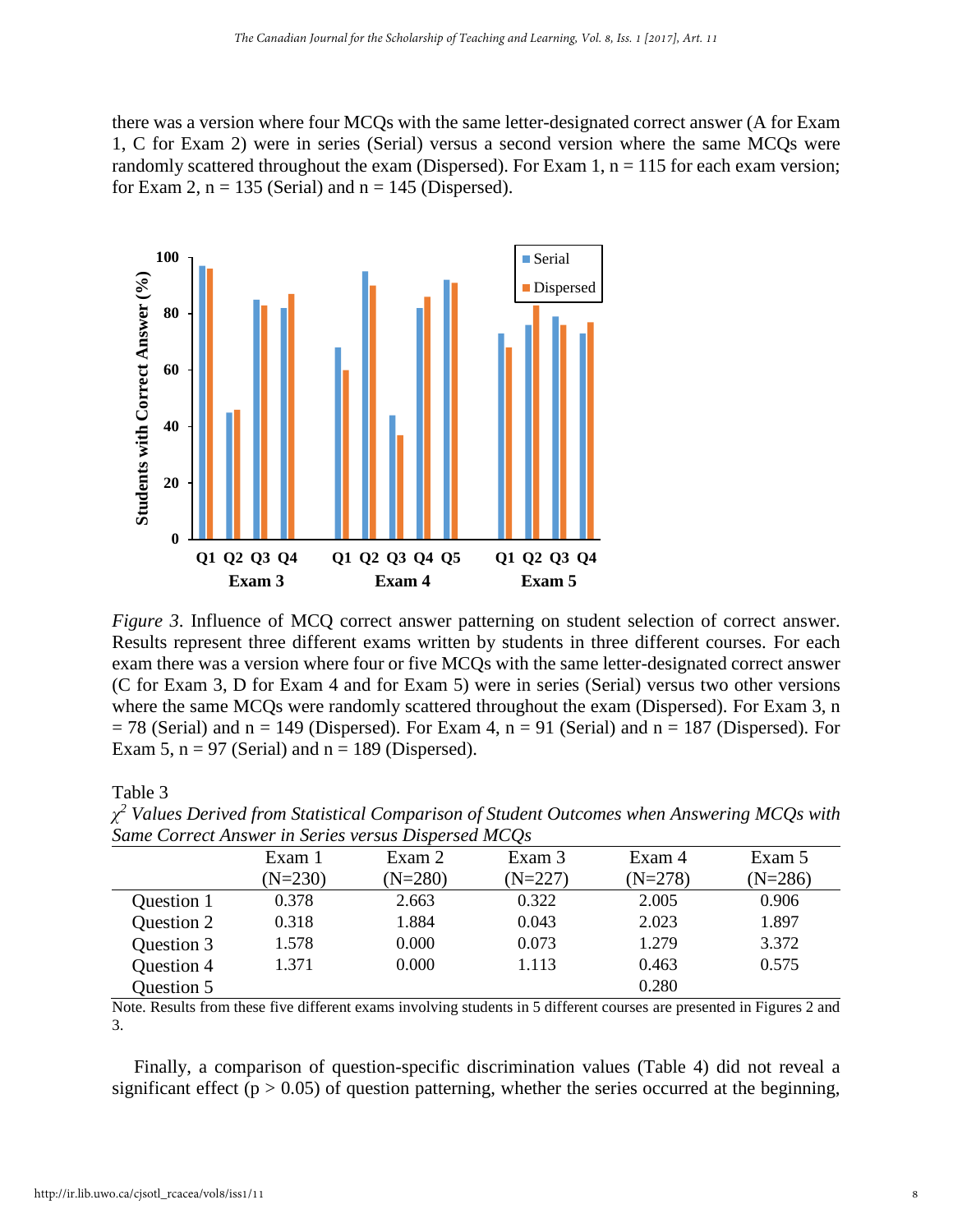there was a version where four MCQs with the same letter-designated correct answer (A for Exam 1, C for Exam 2) were in series (Serial) versus a second version where the same MCQs were randomly scattered throughout the exam (Dispersed). For Exam 1, n = 115 for each exam version; for Exam 2, n = 135 (Serial) and n = 145 (Dispersed).

*Figure 3*. Influence of MCQ correct answer patterning on student selection of correct answer. Results represent three different exams written by students in three different courses. For each exam there was a version where four or five MCQs with the same letter-designated correct answer (C for Exam 3, D for Exam 4 and for Exam 5) were in series (Serial) versus two other versions where the same MCQs were randomly scattered throughout the exam (Dispersed). For Exam 3, n = 78 (Serial) and n = 149 (Dispersed). For Exam 4, n = 91 (Serial) and n = 187 (Dispersed). For Exam 5, n = 97 (Serial) and n = 189 (Dispersed).

Table 3
*$\chi^2$ Values Derived from Statistical Comparison of Student Outcomes when Answering MCQs with Same Correct Answer in Series versus Dispersed MCQs*

| | Exam 1 (N=230) | Exam 2 (N=280) | Exam 3 (N=227) | Exam 4 (N=278) | Exam 5 (N=286) |
|---|---|---|---|---|---|
| Question 1 | 0.378 | 2.663 | 0.322 | 2.005 | 0.906 |
| Question 2 | 0.318 | 1.884 | 0.043 | 2.023 | 1.897 |
| Question 3 | 1.578 | 0.000 | 0.073 | 1.279 | 3.372 |
| Question 4 | 1.371 | 0.000 | 1.113 | 0.463 | 0.575 |
| Question 5 | | | | 0.280 | |

Note. Results from these five different exams involving students in 5 different courses are presented in Figures 2 and 3.

Finally, a comparison of question-specific discrimination values (Table 4) did not reveal a significant effect ($p > 0.05$) of question patterning, whether the series occurred at the beginning,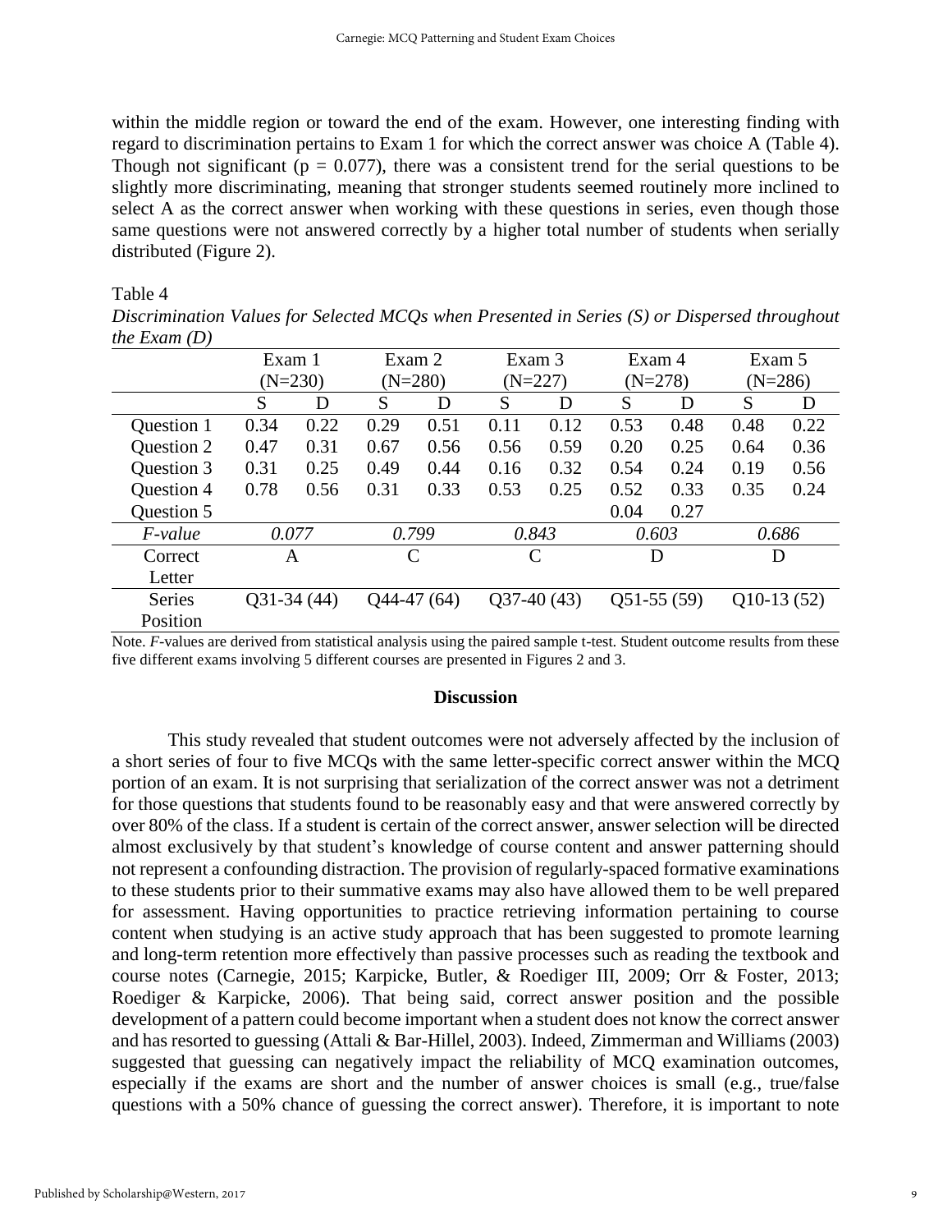within the middle region or toward the end of the exam. However, one interesting finding with regard to discrimination pertains to Exam 1 for which the correct answer was choice A (Table 4). Though not significant ($p = 0.077$), there was a consistent trend for the serial questions to be slightly more discriminating, meaning that stronger students seemed routinely more inclined to select A as the correct answer when working with these questions in series, even though those same questions were not answered correctly by a higher total number of students when serially distributed (Figure 2).

Table 4

*Discrimination Values for Selected MCQs when Presented in Series (S) or Dispersed throughout the Exam (D)*

| | Exam 1 (N=230) | | Exam 2 (N=280) | | Exam 3 (N=227) | | Exam 4 (N=278) | | Exam 5 (N=286) | |
|---|---|---|---|---|---|---|---|---|---|---|
| | S | D | S | D | S | D | S | D | S | D |
| Question 1 | 0.34 | 0.22 | 0.29 | 0.51 | 0.11 | 0.12 | 0.53 | 0.48 | 0.48 | 0.22 |
| Question 2 | 0.47 | 0.31 | 0.67 | 0.56 | 0.56 | 0.59 | 0.20 | 0.25 | 0.64 | 0.36 |
| Question 3 | 0.31 | 0.25 | 0.49 | 0.44 | 0.16 | 0.32 | 0.54 | 0.24 | 0.19 | 0.56 |
| Question 4 | 0.78 | 0.56 | 0.31 | 0.33 | 0.53 | 0.25 | 0.52 | 0.33 | 0.35 | 0.24 |
| Question 5 | | | | | | | 0.04 | 0.27 | | |
| *F-value* | *0.077* | | *0.799* | | *0.843* | | *0.603* | | *0.686* | |
| Correct Letter | A | | C | | C | | D | | D | |
| Series Position | Q31-34 (44) | | Q44-47 (64) | | Q37-40 (43) | | Q51-55 (59) | | Q10-13 (52) | |

Note. *F*-values are derived from statistical analysis using the paired sample t-test. Student outcome results from these five different exams involving 5 different courses are presented in Figures 2 and 3.

## Discussion

This study revealed that student outcomes were not adversely affected by the inclusion of a short series of four to five MCQs with the same letter-specific correct answer within the MCQ portion of an exam. It is not surprising that serialization of the correct answer was not a detriment for those questions that students found to be reasonably easy and that were answered correctly by over 80% of the class. If a student is certain of the correct answer, answer selection will be directed almost exclusively by that student's knowledge of course content and answer patterning should not represent a confounding distraction. The provision of regularly-spaced formative examinations to these students prior to their summative exams may also have allowed them to be well prepared for assessment. Having opportunities to practice retrieving information pertaining to course content when studying is an active study approach that has been suggested to promote learning and long-term retention more effectively than passive processes such as reading the textbook and course notes (Carnegie, 2015; Karpicke, Butler, & Roediger III, 2009; Orr & Foster, 2013; Roediger & Karpicke, 2006). That being said, correct answer position and the possible development of a pattern could become important when a student does not know the correct answer and has resorted to guessing (Attali & Bar-Hillel, 2003). Indeed, Zimmerman and Williams (2003) suggested that guessing can negatively impact the reliability of MCQ examination outcomes, especially if the exams are short and the number of answer choices is small (e.g., true/false questions with a 50% chance of guessing the correct answer). Therefore, it is important to note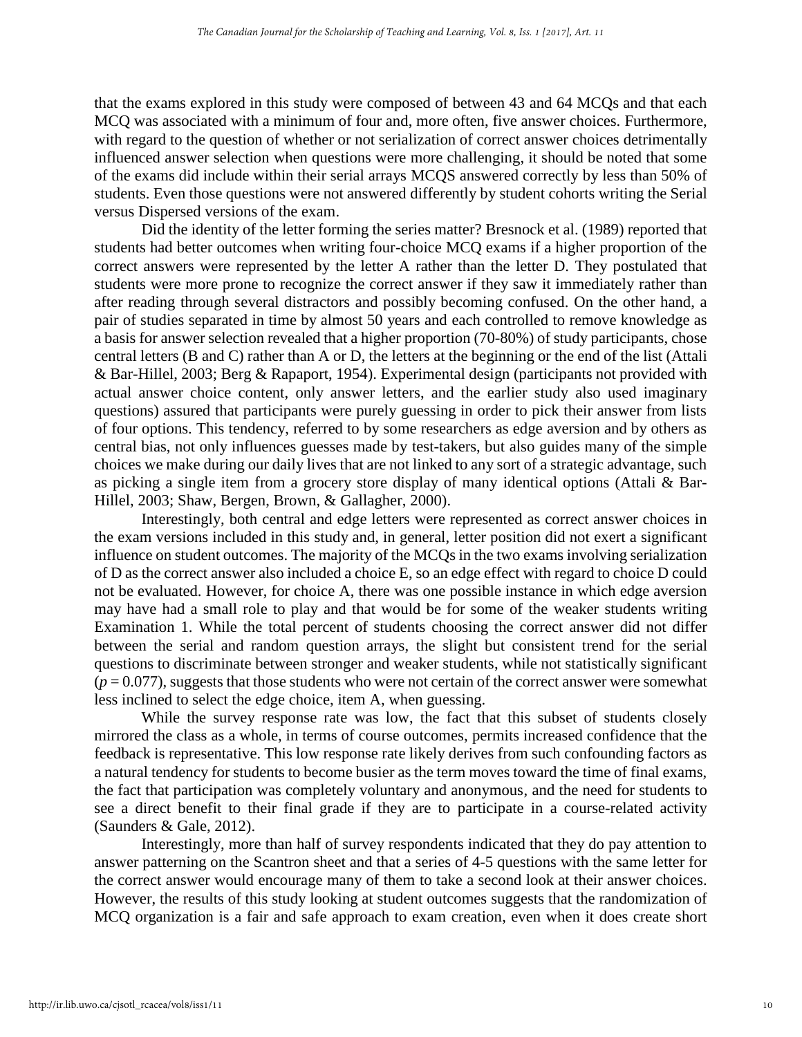that the exams explored in this study were composed of between 43 and 64 MCQs and that each MCQ was associated with a minimum of four and, more often, five answer choices. Furthermore, with regard to the question of whether or not serialization of correct answer choices detrimentally influenced answer selection when questions were more challenging, it should be noted that some of the exams did include within their serial arrays MCQS answered correctly by less than 50% of students. Even those questions were not answered differently by student cohorts writing the Serial versus Dispersed versions of the exam.

Did the identity of the letter forming the series matter? Bresnock et al. (1989) reported that students had better outcomes when writing four-choice MCQ exams if a higher proportion of the correct answers were represented by the letter A rather than the letter D. They postulated that students were more prone to recognize the correct answer if they saw it immediately rather than after reading through several distractors and possibly becoming confused. On the other hand, a pair of studies separated in time by almost 50 years and each controlled to remove knowledge as a basis for answer selection revealed that a higher proportion (70-80%) of study participants, chose central letters (B and C) rather than A or D, the letters at the beginning or the end of the list (Attali & Bar-Hillel, 2003; Berg & Rapaport, 1954). Experimental design (participants not provided with actual answer choice content, only answer letters, and the earlier study also used imaginary questions) assured that participants were purely guessing in order to pick their answer from lists of four options. This tendency, referred to by some researchers as edge aversion and by others as central bias, not only influences guesses made by test-takers, but also guides many of the simple choices we make during our daily lives that are not linked to any sort of a strategic advantage, such as picking a single item from a grocery store display of many identical options (Attali & Bar-Hillel, 2003; Shaw, Bergen, Brown, & Gallagher, 2000).

Interestingly, both central and edge letters were represented as correct answer choices in the exam versions included in this study and, in general, letter position did not exert a significant influence on student outcomes. The majority of the MCQs in the two exams involving serialization of D as the correct answer also included a choice E, so an edge effect with regard to choice D could not be evaluated. However, for choice A, there was one possible instance in which edge aversion may have had a small role to play and that would be for some of the weaker students writing Examination 1. While the total percent of students choosing the correct answer did not differ between the serial and random question arrays, the slight but consistent trend for the serial questions to discriminate between stronger and weaker students, while not statistically significant ($p = 0.077$), suggests that those students who were not certain of the correct answer were somewhat less inclined to select the edge choice, item A, when guessing.

While the survey response rate was low, the fact that this subset of students closely mirrored the class as a whole, in terms of course outcomes, permits increased confidence that the feedback is representative. This low response rate likely derives from such confounding factors as a natural tendency for students to become busier as the term moves toward the time of final exams, the fact that participation was completely voluntary and anonymous, and the need for students to see a direct benefit to their final grade if they are to participate in a course-related activity (Saunders & Gale, 2012).

Interestingly, more than half of survey respondents indicated that they do pay attention to answer patterning on the Scantron sheet and that a series of 4-5 questions with the same letter for the correct answer would encourage many of them to take a second look at their answer choices. However, the results of this study looking at student outcomes suggests that the randomization of MCQ organization is a fair and safe approach to exam creation, even when it does create short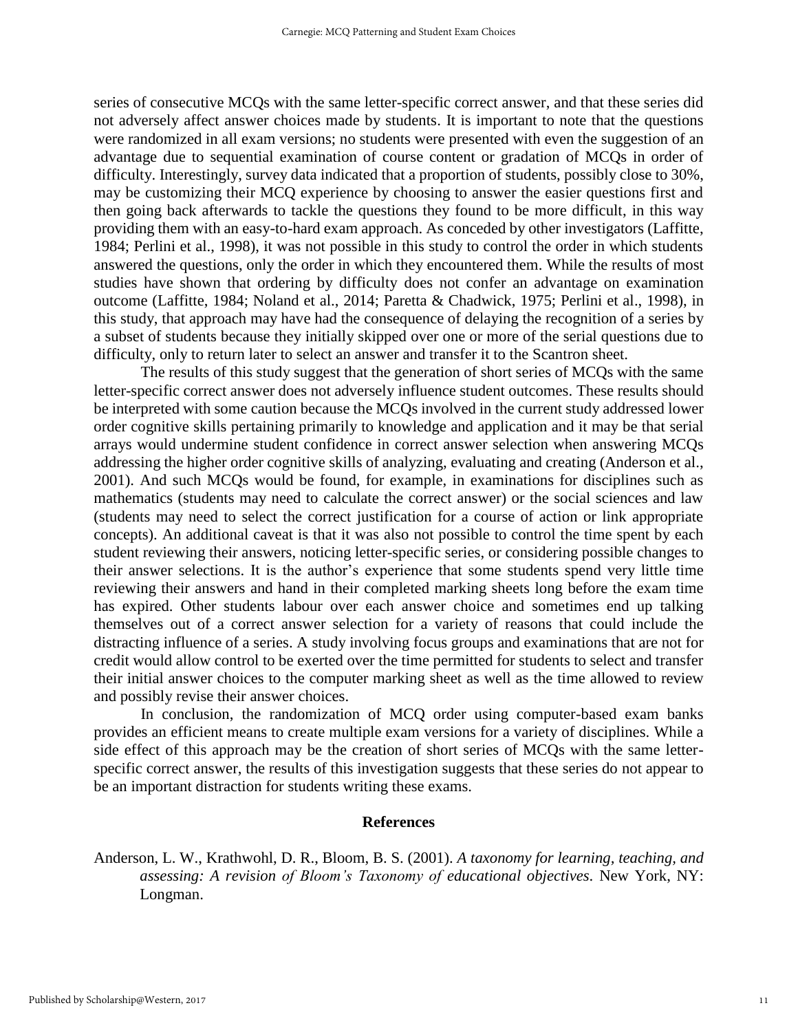series of consecutive MCQs with the same letter-specific correct answer, and that these series did not adversely affect answer choices made by students. It is important to note that the questions were randomized in all exam versions; no students were presented with even the suggestion of an advantage due to sequential examination of course content or gradation of MCQs in order of difficulty. Interestingly, survey data indicated that a proportion of students, possibly close to 30%, may be customizing their MCQ experience by choosing to answer the easier questions first and then going back afterwards to tackle the questions they found to be more difficult, in this way providing them with an easy-to-hard exam approach. As conceded by other investigators (Laffitte, 1984; Perlini et al., 1998), it was not possible in this study to control the order in which students answered the questions, only the order in which they encountered them. While the results of most studies have shown that ordering by difficulty does not confer an advantage on examination outcome (Laffitte, 1984; Noland et al., 2014; Paretta & Chadwick, 1975; Perlini et al., 1998), in this study, that approach may have had the consequence of delaying the recognition of a series by a subset of students because they initially skipped over one or more of the serial questions due to difficulty, only to return later to select an answer and transfer it to the Scantron sheet.

The results of this study suggest that the generation of short series of MCQs with the same letter-specific correct answer does not adversely influence student outcomes. These results should be interpreted with some caution because the MCQs involved in the current study addressed lower order cognitive skills pertaining primarily to knowledge and application and it may be that serial arrays would undermine student confidence in correct answer selection when answering MCQs addressing the higher order cognitive skills of analyzing, evaluating and creating (Anderson et al., 2001). And such MCQs would be found, for example, in examinations for disciplines such as mathematics (students may need to calculate the correct answer) or the social sciences and law (students may need to select the correct justification for a course of action or link appropriate concepts). An additional caveat is that it was also not possible to control the time spent by each student reviewing their answers, noticing letter-specific series, or considering possible changes to their answer selections. It is the author's experience that some students spend very little time reviewing their answers and hand in their completed marking sheets long before the exam time has expired. Other students labour over each answer choice and sometimes end up talking themselves out of a correct answer selection for a variety of reasons that could include the distracting influence of a series. A study involving focus groups and examinations that are not for credit would allow control to be exerted over the time permitted for students to select and transfer their initial answer choices to the computer marking sheet as well as the time allowed to review and possibly revise their answer choices.

In conclusion, the randomization of MCQ order using computer-based exam banks provides an efficient means to create multiple exam versions for a variety of disciplines. While a side effect of this approach may be the creation of short series of MCQs with the same letter-specific correct answer, the results of this investigation suggests that these series do not appear to be an important distraction for students writing these exams.

## References

Anderson, L. W., Krathwohl, D. R., Bloom, B. S. (2001). *A taxonomy for learning, teaching, and assessing: A revision of Bloom's Taxonomy of educational objectives.* New York, NY: Longman.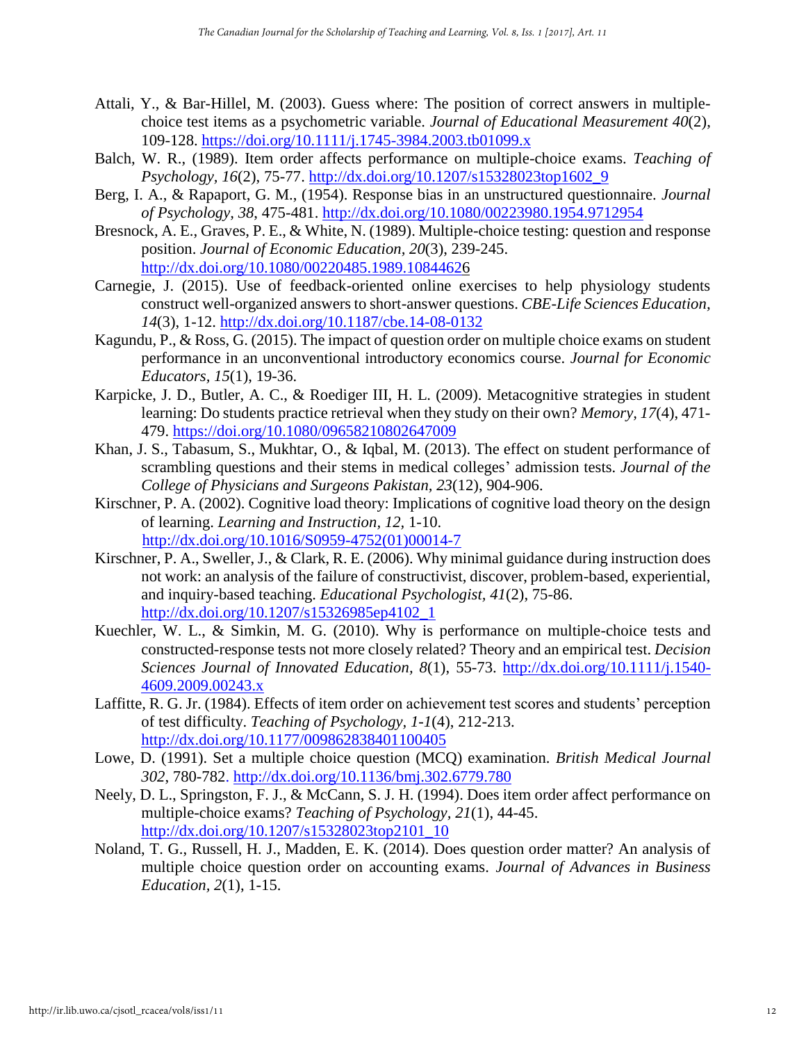Attali, Y., & Bar-Hillel, M. (2003). Guess where: The position of correct answers in multiple-choice test items as a psychometric variable. *Journal of Educational Measurement 40*(2), 109-128. https://doi.org/10.1111/j.1745-3984.2003.tb01099.x

Balch, W. R., (1989). Item order affects performance on multiple-choice exams. *Teaching of Psychology, 16*(2), 75-77. http://dx.doi.org/10.1207/s15328023top1602_9

Berg, I. A., & Rapaport, G. M., (1954). Response bias in an unstructured questionnaire. *Journal of Psychology, 38*, 475-481. http://dx.doi.org/10.1080/00223980.1954.9712954

Bresnock, A. E., Graves, P. E., & White, N. (1989). Multiple-choice testing: question and response position. *Journal of Economic Education, 20*(3), 239-245. http://dx.doi.org/10.1080/00220485.1989.10844626

Carnegie, J. (2015). Use of feedback-oriented online exercises to help physiology students construct well-organized answers to short-answer questions. *CBE-Life Sciences Education, 14*(3), 1-12. http://dx.doi.org/10.1187/cbe.14-08-0132

Kagundu, P., & Ross, G. (2015). The impact of question order on multiple choice exams on student performance in an unconventional introductory economics course. *Journal for Economic Educators, 15*(1), 19-36.

Karpicke, J. D., Butler, A. C., & Roediger III, H. L. (2009). Metacognitive strategies in student learning: Do students practice retrieval when they study on their own? *Memory, 17*(4), 471-479. https://doi.org/10.1080/09658210802647009

Khan, J. S., Tabasum, S., Mukhtar, O., & Iqbal, M. (2013). The effect on student performance of scrambling questions and their stems in medical colleges' admission tests. *Journal of the College of Physicians and Surgeons Pakistan, 23*(12), 904-906.

Kirschner, P. A. (2002). Cognitive load theory: Implications of cognitive load theory on the design of learning. *Learning and Instruction, 12*, 1-10. http://dx.doi.org/10.1016/S0959-4752(01)00014-7

Kirschner, P. A., Sweller, J., & Clark, R. E. (2006). Why minimal guidance during instruction does not work: an analysis of the failure of constructivist, discover, problem-based, experiential, and inquiry-based teaching. *Educational Psychologist, 41*(2), 75-86. http://dx.doi.org/10.1207/s15326985ep4102_1

Kuechler, W. L., & Simkin, M. G. (2010). Why is performance on multiple-choice tests and constructed-response tests not more closely related? Theory and an empirical test. *Decision Sciences Journal of Innovated Education, 8*(1), 55-73. http://dx.doi.org/10.1111/j.1540-4609.2009.00243.x

Laffitte, R. G. Jr. (1984). Effects of item order on achievement test scores and students' perception of test difficulty. *Teaching of Psychology, 1-1*(4), 212-213. http://dx.doi.org/10.1177/009862838401100405

Lowe, D. (1991). Set a multiple choice question (MCQ) examination. *British Medical Journal 302*, 780-782. http://dx.doi.org/10.1136/bmj.302.6779.780

Neely, D. L., Springston, F. J., & McCann, S. J. H. (1994). Does item order affect performance on multiple-choice exams? *Teaching of Psychology, 21*(1), 44-45. http://dx.doi.org/10.1207/s15328023top2101_10

Noland, T. G., Russell, H. J., Madden, E. K. (2014). Does question order matter? An analysis of multiple choice question order on accounting exams. *Journal of Advances in Business Education, 2*(1), 1-15.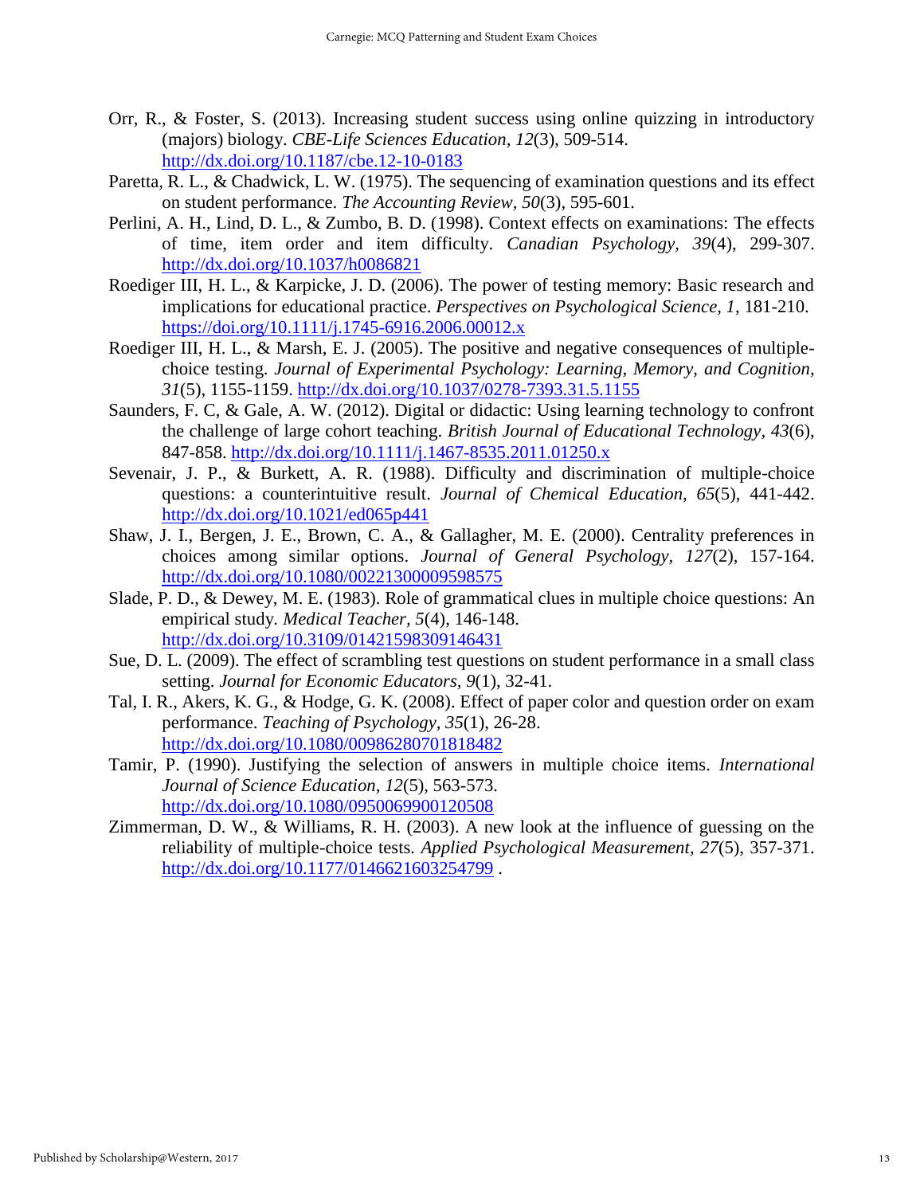Orr, R., & Foster, S. (2013). Increasing student success using online quizzing in introductory (majors) biology. *CBE-Life Sciences Education, 12*(3), 509-514. http://dx.doi.org/10.1187/cbe.12-10-0183

Paretta, R. L., & Chadwick, L. W. (1975). The sequencing of examination questions and its effect on student performance. *The Accounting Review, 50*(3), 595-601.

Perlini, A. H., Lind, D. L., & Zumbo, B. D. (1998). Context effects on examinations: The effects of time, item order and item difficulty. *Canadian Psychology, 39*(4), 299-307. http://dx.doi.org/10.1037/h0086821

Roediger III, H. L., & Karpicke, J. D. (2006). The power of testing memory: Basic research and implications for educational practice. *Perspectives on Psychological Science, 1*, 181-210. https://doi.org/10.1111/j.1745-6916.2006.00012.x

Roediger III, H. L., & Marsh, E. J. (2005). The positive and negative consequences of multiple-choice testing. *Journal of Experimental Psychology: Learning, Memory, and Cognition, 31*(5), 1155-1159. http://dx.doi.org/10.1037/0278-7393.31.5.1155

Saunders, F. C, & Gale, A. W. (2012). Digital or didactic: Using learning technology to confront the challenge of large cohort teaching. *British Journal of Educational Technology, 43*(6), 847-858. http://dx.doi.org/10.1111/j.1467-8535.2011.01250.x

Sevenair, J. P., & Burkett, A. R. (1988). Difficulty and discrimination of multiple-choice questions: a counterintuitive result. *Journal of Chemical Education, 65*(5), 441-442. http://dx.doi.org/10.1021/ed065p441

Shaw, J. I., Bergen, J. E., Brown, C. A., & Gallagher, M. E. (2000). Centrality preferences in choices among similar options. *Journal of General Psychology, 127*(2), 157-164. http://dx.doi.org/10.1080/00221300009598575

Slade, P. D., & Dewey, M. E. (1983). Role of grammatical clues in multiple choice questions: An empirical study. *Medical Teacher, 5*(4), 146-148. http://dx.doi.org/10.3109/01421598309146431

Sue, D. L. (2009). The effect of scrambling test questions on student performance in a small class setting. *Journal for Economic Educators, 9*(1), 32-41.

Tal, I. R., Akers, K. G., & Hodge, G. K. (2008). Effect of paper color and question order on exam performance. *Teaching of Psychology, 35*(1), 26-28. http://dx.doi.org/10.1080/00986280701818482

Tamir, P. (1990). Justifying the selection of answers in multiple choice items. *International Journal of Science Education, 12*(5), 563-573. http://dx.doi.org/10.1080/0950069900120508

Zimmerman, D. W., & Williams, R. H. (2003). A new look at the influence of guessing on the reliability of multiple-choice tests. *Applied Psychological Measurement, 27*(5), 357-371. http://dx.doi.org/10.1177/0146621603254799 .